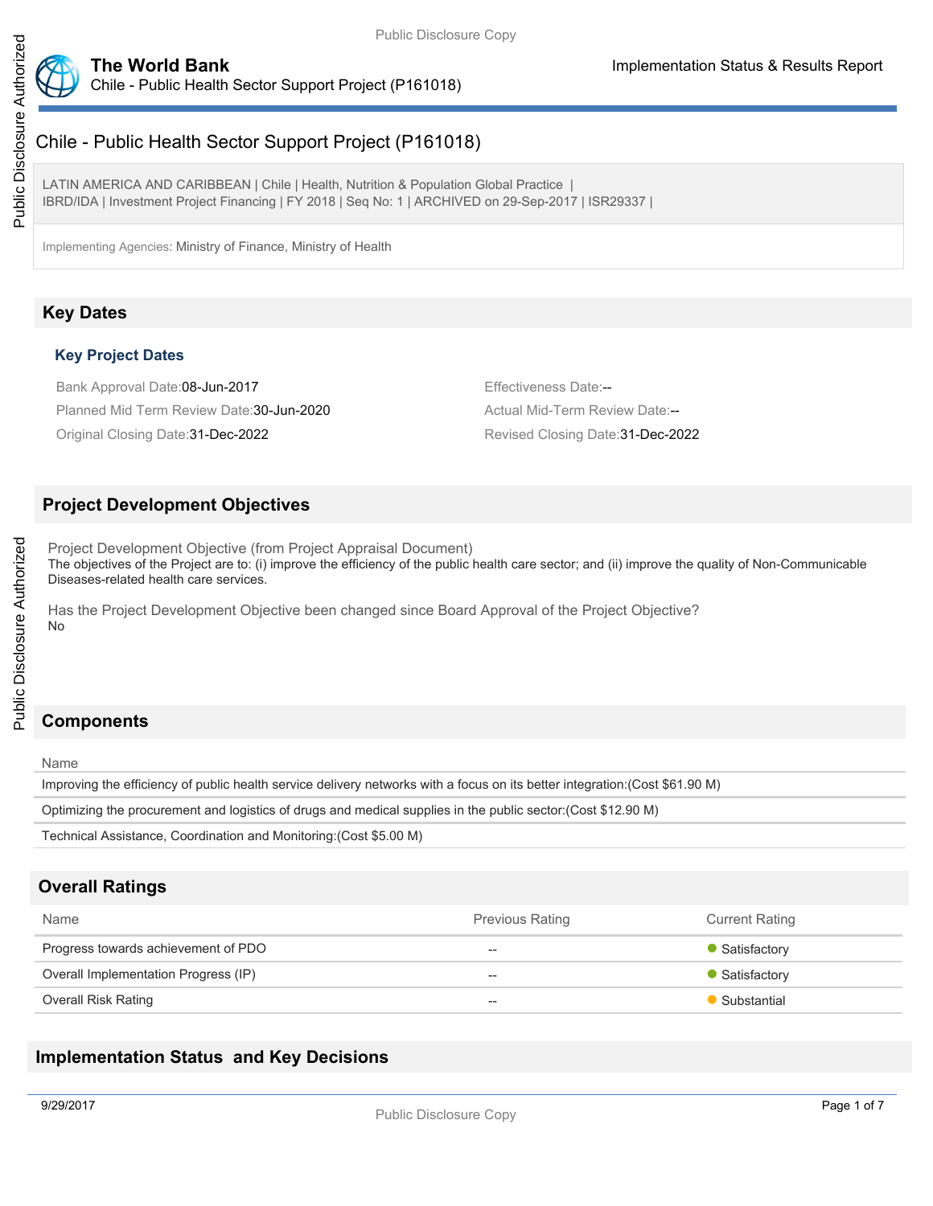# Chile - Public Health Sector Support Project (P161018)

LATIN AMERICA AND CARIBBEAN | Chile | Health, Nutrition & Population Global Practice |
IBRD/IDA | Investment Project Financing | FY 2018 | Seq No: 1 | ARCHIVED on 29-Sep-2017 | ISR29337 |

Implementing Agencies: Ministry of Finance, Ministry of Health

## Key Dates

### Key Project Dates

Bank Approval Date:08-Jun-2017

Effectiveness Date:--

Planned Mid Term Review Date:30-Jun-2020

Actual Mid-Term Review Date:--

Original Closing Date:31-Dec-2022

Revised Closing Date:31-Dec-2022

## Project Development Objectives

Project Development Objective (from Project Appraisal Document)

The objectives of the Project are to: (i) improve the efficiency of the public health care sector; and (ii) improve the quality of Non-Communicable Diseases-related health care services.

Has the Project Development Objective been changed since Board Approval of the Project Objective?

No

## Components

| Name |
| --- |
| Improving the efficiency of public health service delivery networks with a focus on its better integration:(Cost $61.90 M) |
| Optimizing the procurement and logistics of drugs and medical supplies in the public sector:(Cost $12.90 M) |
| Technical Assistance, Coordination and Monitoring:(Cost $5.00 M) |

## Overall Ratings

| Name | Previous Rating | Current Rating |
| --- | --- | --- |
| Progress towards achievement of PDO | -- | Satisfactory |
| Overall Implementation Progress (IP) | -- | Satisfactory |
| Overall Risk Rating | -- | Substantial |

## Implementation Status and Key Decisions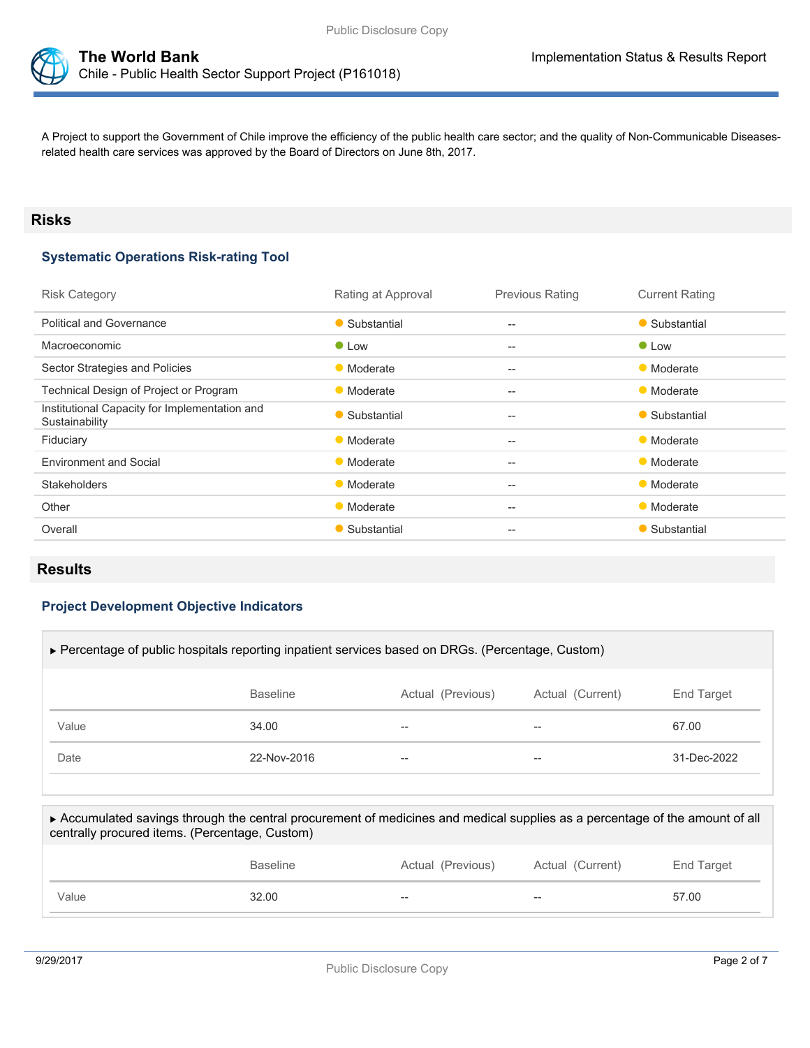A Project to support the Government of Chile improve the efficiency of the public health care sector; and the quality of Non-Communicable Diseases-related health care services was approved by the Board of Directors on June 8th, 2017.

## Risks

### Systematic Operations Risk-rating Tool

| Risk Category | Rating at Approval | Previous Rating | Current Rating |
|---|---|---|---|
| Political and Governance | Substantial | -- | Substantial |
| Macroeconomic | Low | -- | Low |
| Sector Strategies and Policies | Moderate | -- | Moderate |
| Technical Design of Project or Program | Moderate | -- | Moderate |
| Institutional Capacity for Implementation and Sustainability | Substantial | -- | Substantial |
| Fiduciary | Moderate | -- | Moderate |
| Environment and Social | Moderate | -- | Moderate |
| Stakeholders | Moderate | -- | Moderate |
| Other | Moderate | -- | Moderate |
| Overall | Substantial | -- | Substantial |

## Results

### Project Development Objective Indicators

▸ Percentage of public hospitals reporting inpatient services based on DRGs. (Percentage, Custom)

| | Baseline | Actual (Previous) | Actual (Current) | End Target |
|---|---|---|---|---|
| Value | 34.00 | -- | -- | 67.00 |
| Date | 22-Nov-2016 | -- | -- | 31-Dec-2022 |

▸ Accumulated savings through the central procurement of medicines and medical supplies as a percentage of the amount of all centrally procured items. (Percentage, Custom)

| | Baseline | Actual (Previous) | Actual (Current) | End Target |
|---|---|---|---|---|
| Value | 32.00 | -- | -- | 57.00 |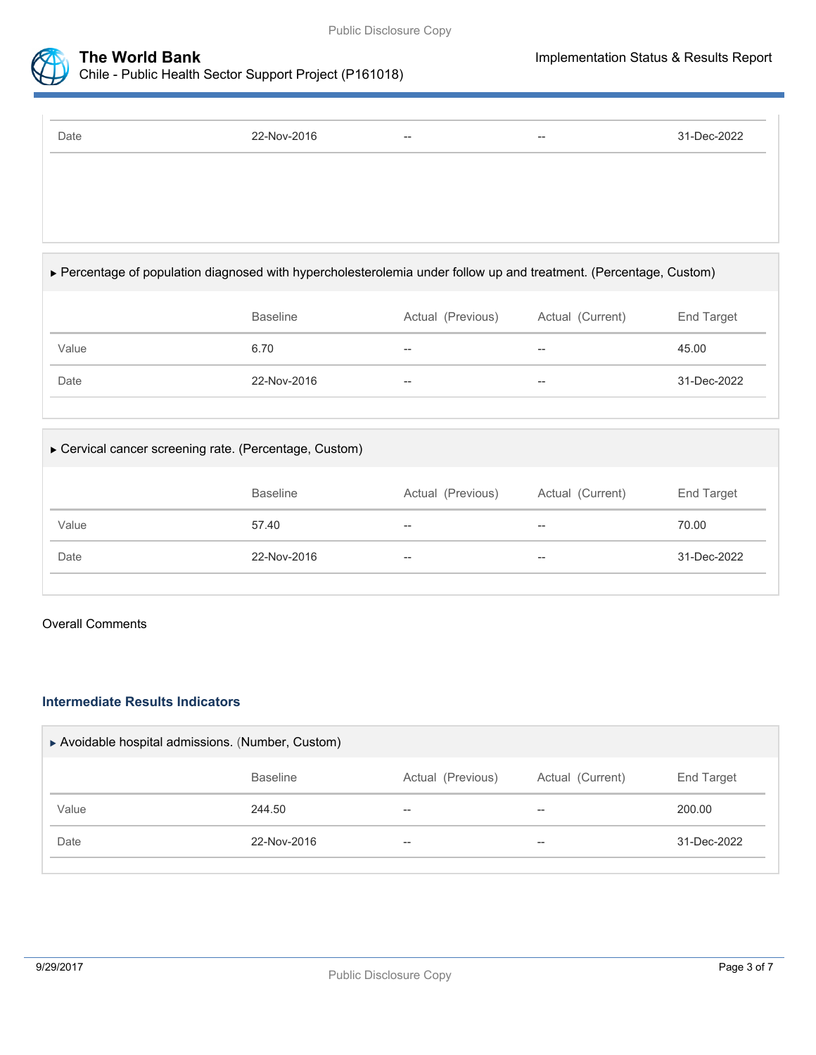| | Baseline | Actual (Previous) | Actual (Current) | End Target |
|---|---|---|---|---|
| Date | 22-Nov-2016 | -- | -- | 31-Dec-2022 |

▶ Percentage of population diagnosed with hypercholesterolemia under follow up and treatment. (Percentage, Custom)

| | Baseline | Actual (Previous) | Actual (Current) | End Target |
|---|---|---|---|---|
| Value | 6.70 | -- | -- | 45.00 |
| Date | 22-Nov-2016 | -- | -- | 31-Dec-2022 |

▶ Cervical cancer screening rate. (Percentage, Custom)

| | Baseline | Actual (Previous) | Actual (Current) | End Target |
|---|---|---|---|---|
| Value | 57.40 | -- | -- | 70.00 |
| Date | 22-Nov-2016 | -- | -- | 31-Dec-2022 |

Overall Comments

### Intermediate Results Indicators

▶ Avoidable hospital admissions. (Number, Custom)

| | Baseline | Actual (Previous) | Actual (Current) | End Target |
|---|---|---|---|---|
| Value | 244.50 | -- | -- | 200.00 |
| Date | 22-Nov-2016 | -- | -- | 31-Dec-2022 |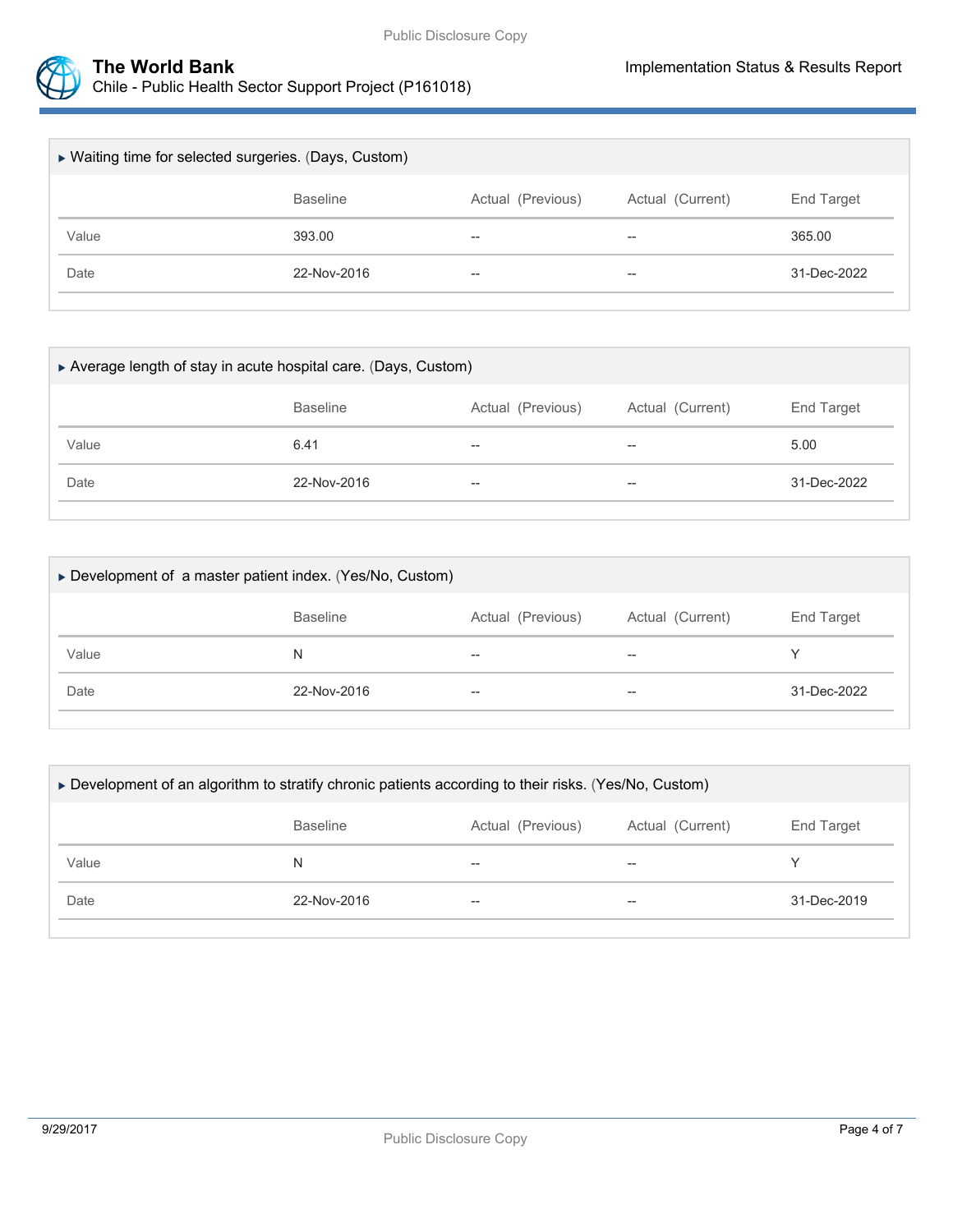▸ Waiting time for selected surgeries. (Days, Custom)

| | Baseline | Actual (Previous) | Actual (Current) | End Target |
|---|---|---|---|---|
| Value | 393.00 | -- | -- | 365.00 |
| Date | 22-Nov-2016 | -- | -- | 31-Dec-2022 |

▸ Average length of stay in acute hospital care. (Days, Custom)

| | Baseline | Actual (Previous) | Actual (Current) | End Target |
|---|---|---|---|---|
| Value | 6.41 | -- | -- | 5.00 |
| Date | 22-Nov-2016 | -- | -- | 31-Dec-2022 |

▸ Development of a master patient index. (Yes/No, Custom)

| | Baseline | Actual (Previous) | Actual (Current) | End Target |
|---|---|---|---|---|
| Value | N | -- | -- | Y |
| Date | 22-Nov-2016 | -- | -- | 31-Dec-2022 |

▸ Development of an algorithm to stratify chronic patients according to their risks. (Yes/No, Custom)

| | Baseline | Actual (Previous) | Actual (Current) | End Target |
|---|---|---|---|---|
| Value | N | -- | -- | Y |
| Date | 22-Nov-2016 | -- | -- | 31-Dec-2019 |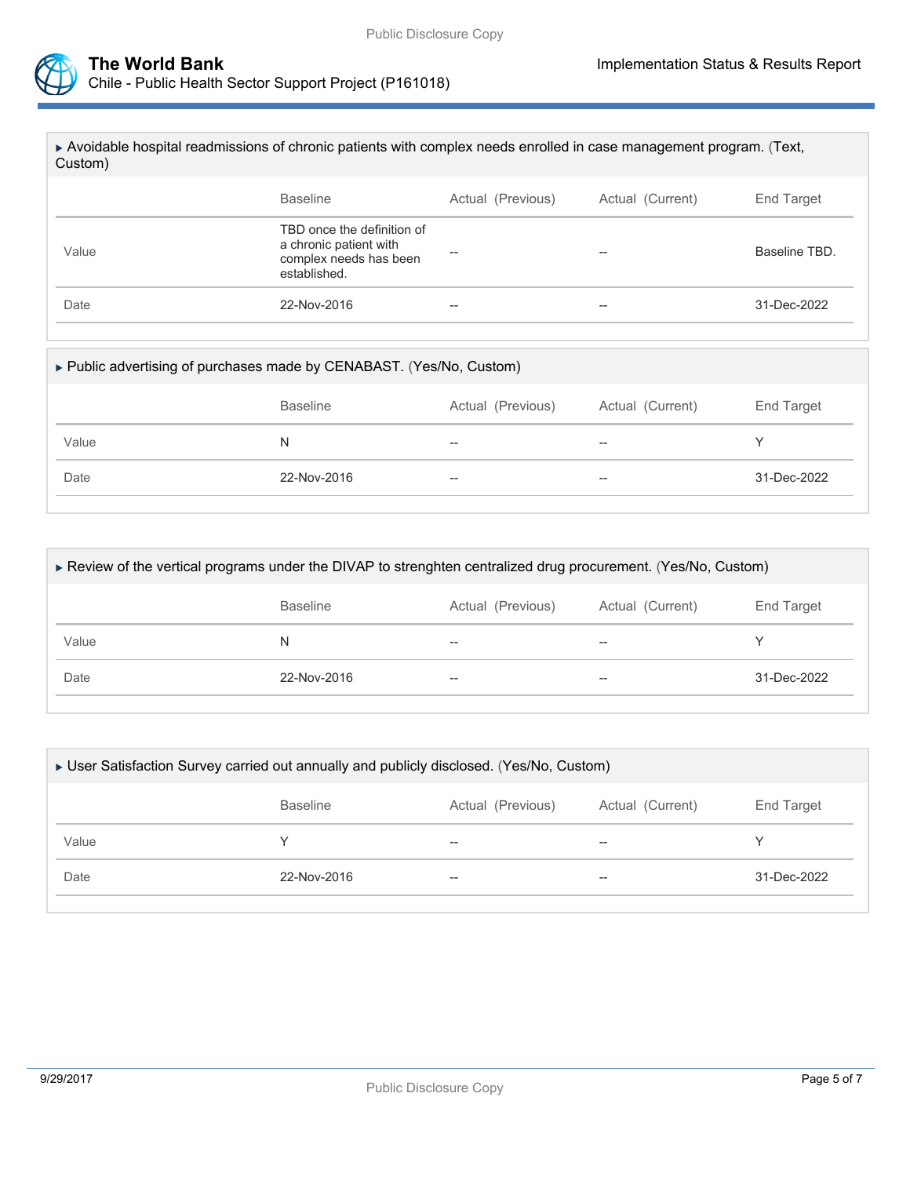▸ Avoidable hospital readmissions of chronic patients with complex needs enrolled in case management program. (Text, Custom)

| | Baseline | Actual (Previous) | Actual (Current) | End Target |
|---|---|---|---|---|
| Value | TBD once the definition of a chronic patient with complex needs has been established. | -- | -- | Baseline TBD. |
| Date | 22-Nov-2016 | -- | -- | 31-Dec-2022 |

▸ Public advertising of purchases made by CENABAST. (Yes/No, Custom)

| | Baseline | Actual (Previous) | Actual (Current) | End Target |
|---|---|---|---|---|
| Value | N | -- | -- | Y |
| Date | 22-Nov-2016 | -- | -- | 31-Dec-2022 |

▸ Review of the vertical programs under the DIVAP to strenghten centralized drug procurement. (Yes/No, Custom)

| | Baseline | Actual (Previous) | Actual (Current) | End Target |
|---|---|---|---|---|
| Value | N | -- | -- | Y |
| Date | 22-Nov-2016 | -- | -- | 31-Dec-2022 |

▸ User Satisfaction Survey carried out annually and publicly disclosed. (Yes/No, Custom)

| | Baseline | Actual (Previous) | Actual (Current) | End Target |
|---|---|---|---|---|
| Value | Y | -- | -- | Y |
| Date | 22-Nov-2016 | -- | -- | 31-Dec-2022 |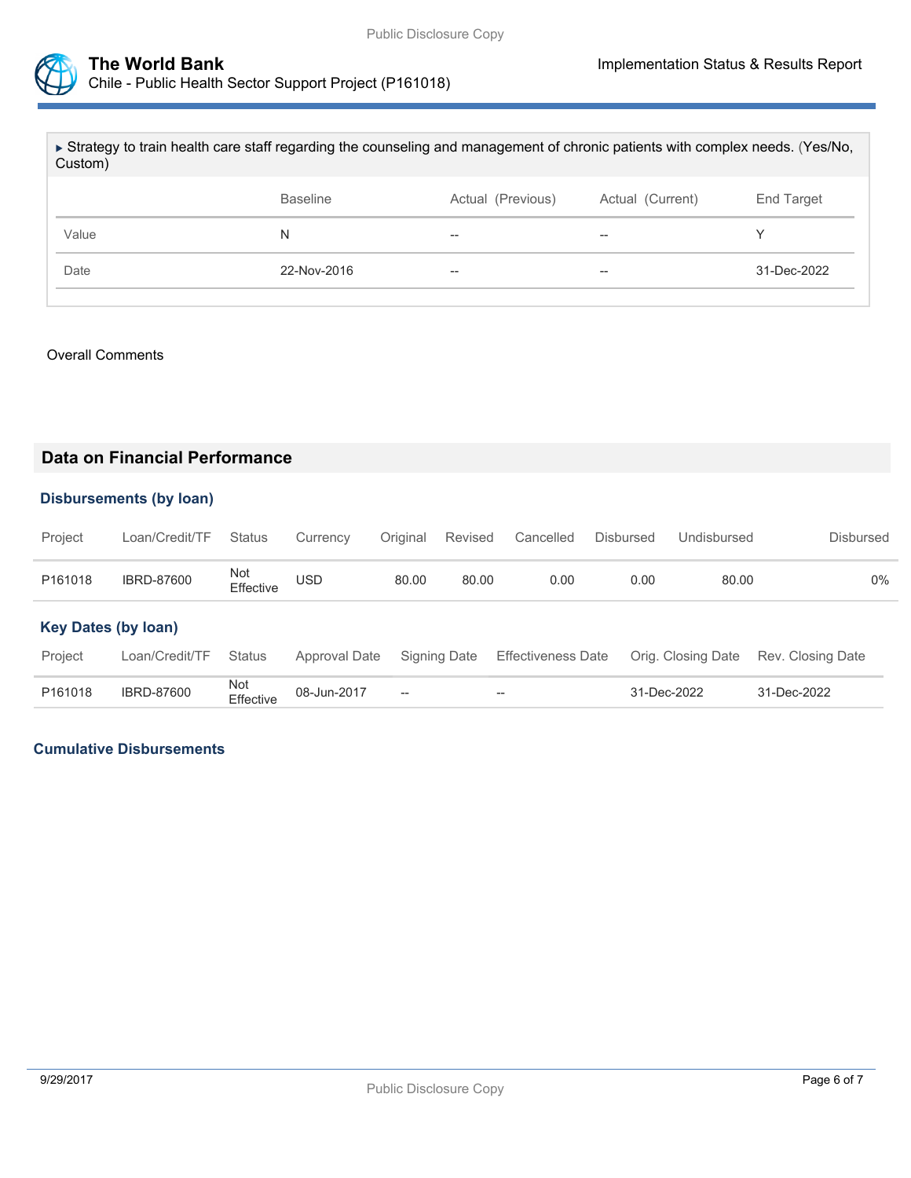▶ Strategy to train health care staff regarding the counseling and management of chronic patients with complex needs. (Yes/No, Custom)

| | Baseline | Actual (Previous) | Actual (Current) | End Target |
|---|---|---|---|---|
| Value | N | -- | -- | Y |
| Date | 22-Nov-2016 | -- | -- | 31-Dec-2022 |

Overall Comments

## Data on Financial Performance

### Disbursements (by loan)

| Project | Loan/Credit/TF | Status | Currency | Original | Revised | Cancelled | Disbursed | Undisbursed | Disbursed |
|---|---|---|---|---|---|---|---|---|---|
| P161018 | IBRD-87600 | Not Effective | USD | 80.00 | 80.00 | 0.00 | 0.00 | 80.00 | 0% |

### Key Dates (by loan)

| Project | Loan/Credit/TF | Status | Approval Date | Signing Date | Effectiveness Date | Orig. Closing Date | Rev. Closing Date |
|---|---|---|---|---|---|---|---|
| P161018 | IBRD-87600 | Not Effective | 08-Jun-2017 | -- | -- | 31-Dec-2022 | 31-Dec-2022 |

### Cumulative Disbursements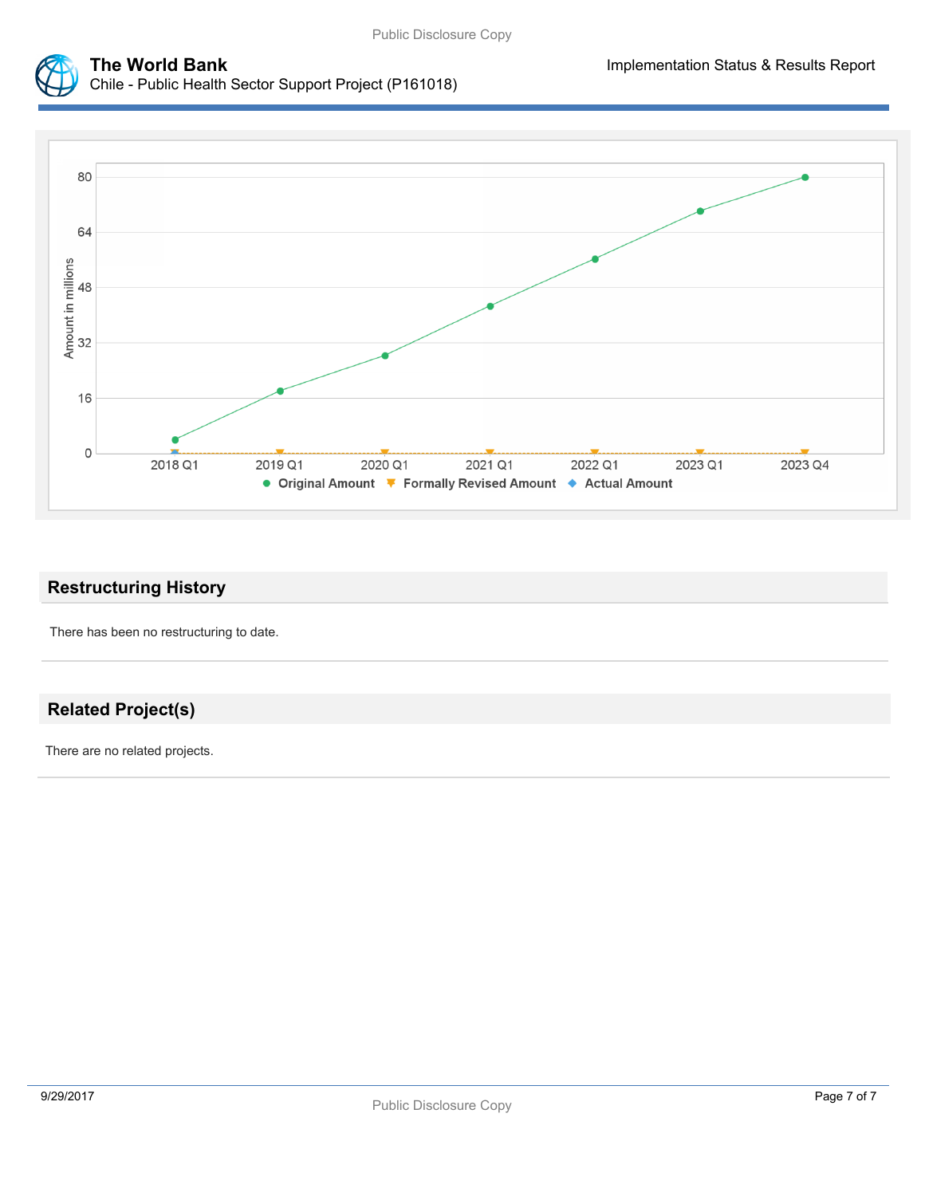80
64
48
32
16
0
Amount in millions
2018 Q1
2019 Q1
2020 Q1
2021 Q1
2022 Q1
2023 Q1
2023 Q4
Original Amount
Formally Revised Amount
Actual Amount

## Restructuring History

There has been no restructuring to date.

## Related Project(s)

There are no related projects.